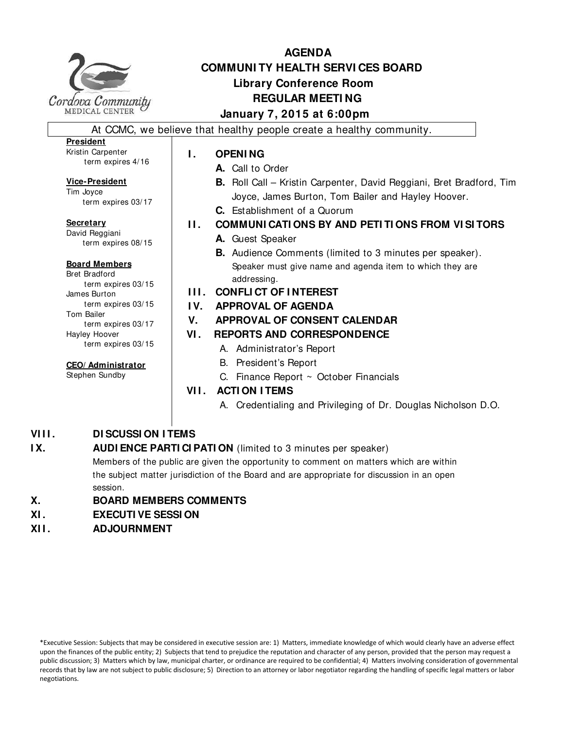Cordova Community MEDICAL CENTER

# AGENDA
## COMMUNITY HEALTH SERVICES BOARD
### Library Conference Room
### REGULAR MEETING
### January 7, 2015 at 6:00pm

At CCMC, we believe that healthy people create a healthy community.

**President**
Kristin Carpenter
term expires 4/16

**Vice-President**
Tim Joyce
term expires 03/17

**Secretary**
David Reggiani
term expires 08/15

**Board Members**
Bret Bradford
term expires 03/15
James Burton
term expires 03/15
Tom Bailer
term expires 03/17
Hayley Hoover
term expires 03/15

**CEO/Administrator**
Stephen Sundby

**I. OPENING**

- **A.** Call to Order
- **B.** Roll Call – Kristin Carpenter, David Reggiani, Bret Bradford, Tim Joyce, James Burton, Tom Bailer and Hayley Hoover.
- **C.** Establishment of a Quorum

**II. COMMUNICATIONS BY AND PETITIONS FROM VISITORS**

- **A.** Guest Speaker
- **B.** Audience Comments (limited to 3 minutes per speaker). Speaker must give name and agenda item to which they are addressing.

**III. CONFLICT OF INTEREST**

**IV. APPROVAL OF AGENDA**

**V. APPROVAL OF CONSENT CALENDAR**

**VI. REPORTS AND CORRESPONDENCE**

- A. Administrator's Report
- B. President's Report
- C. Finance Report ~ October Financials

**VII. ACTION ITEMS**

- A. Credentialing and Privileging of Dr. Douglas Nicholson D.O.

**VIII. DISCUSSION ITEMS**

**IX. AUDIENCE PARTICIPATION** (limited to 3 minutes per speaker)
Members of the public are given the opportunity to comment on matters which are within the subject matter jurisdiction of the Board and are appropriate for discussion in an open session.

**X. BOARD MEMBERS COMMENTS**

**XI. EXECUTIVE SESSION**

**XII. ADJOURNMENT**

*Executive Session: Subjects that may be considered in executive session are: 1) Matters, immediate knowledge of which would clearly have an adverse effect upon the finances of the public entity; 2) Subjects that tend to prejudice the reputation and character of any person, provided that the person may request a public discussion; 3) Matters which by law, municipal charter, or ordinance are required to be confidential; 4) Matters involving consideration of governmental records that by law are not subject to public disclosure; 5) Direction to an attorney or labor negotiator regarding the handling of specific legal matters or labor negotiations.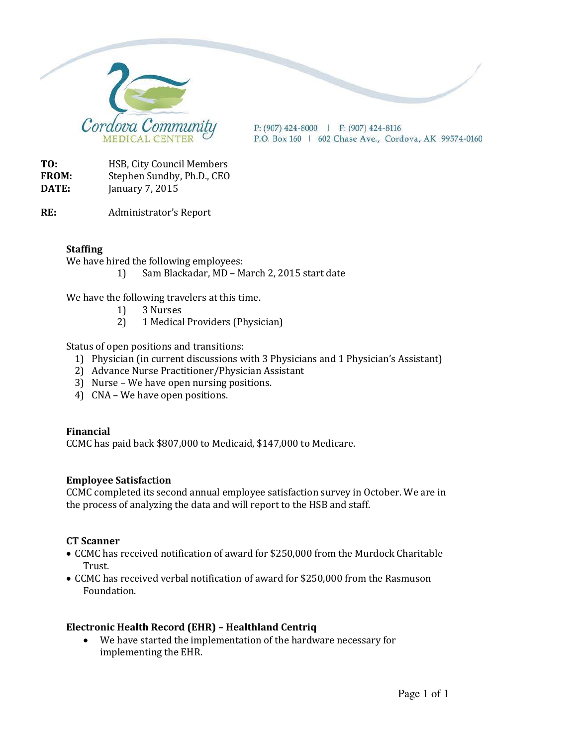Cordova Community MEDICAL CENTER

P: (907) 424-8000 | F: (907) 424-8116
P.O. Box 160 | 602 Chase Ave., Cordova, AK 99574-0160

**TO:** HSB, City Council Members
**FROM:** Stephen Sundby, Ph.D., CEO
**DATE:** January 7, 2015

**RE:** Administrator's Report

**Staffing**

We have hired the following employees:

1) Sam Blackadar, MD – March 2, 2015 start date

We have the following travelers at this time.

1) 3 Nurses
2) 1 Medical Providers (Physician)

Status of open positions and transitions:

1) Physician (in current discussions with 3 Physicians and 1 Physician's Assistant)
2) Advance Nurse Practitioner/Physician Assistant
3) Nurse – We have open nursing positions.
4) CNA – We have open positions.

**Financial**

CCMC has paid back $807,000 to Medicaid, $147,000 to Medicare.

**Employee Satisfaction**

CCMC completed its second annual employee satisfaction survey in October. We are in the process of analyzing the data and will report to the HSB and staff.

**CT Scanner**

- CCMC has received notification of award for $250,000 from the Murdock Charitable Trust.
- CCMC has received verbal notification of award for $250,000 from the Rasmuson Foundation.

**Electronic Health Record (EHR) – Healthland Centriq**

- We have started the implementation of the hardware necessary for implementing the EHR.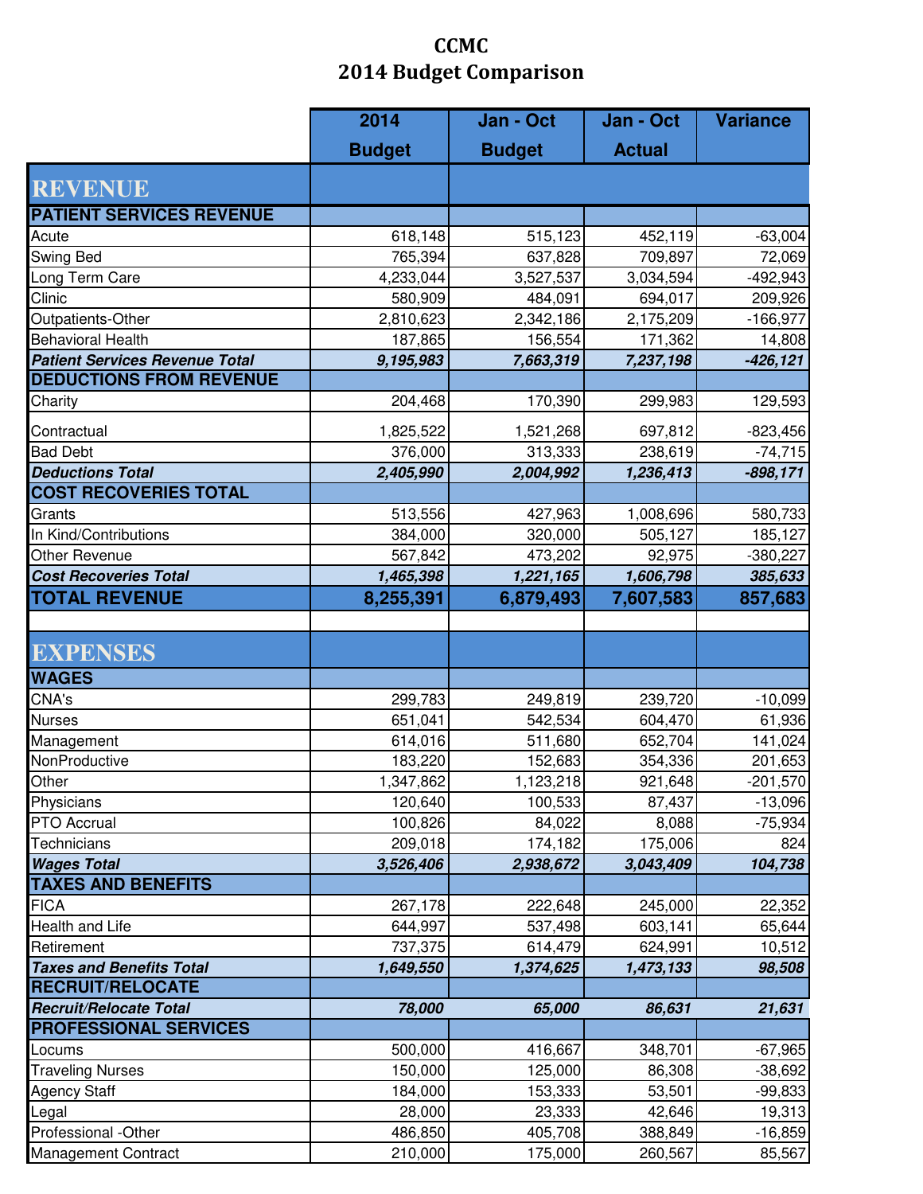# CCMC
## 2014 Budget Comparison

| | 2014 Budget | Jan - Oct Budget | Jan - Oct Actual | Variance |
|---|---|---|---|---|
| **REVENUE** | | | | |
| **PATIENT SERVICES REVENUE** | | | | |
| Acute | 618,148 | 515,123 | 452,119 | -63,004 |
| Swing Bed | 765,394 | 637,828 | 709,897 | 72,069 |
| Long Term Care | 4,233,044 | 3,527,537 | 3,034,594 | -492,943 |
| Clinic | 580,909 | 484,091 | 694,017 | 209,926 |
| Outpatients-Other | 2,810,623 | 2,342,186 | 2,175,209 | -166,977 |
| Behavioral Health | 187,865 | 156,554 | 171,362 | 14,808 |
| ***Patient Services Revenue Total*** | ***9,195,983*** | ***7,663,319*** | ***7,237,198*** | ***-426,121*** |
| **DEDUCTIONS FROM REVENUE** | | | | |
| Charity | 204,468 | 170,390 | 299,983 | 129,593 |
| Contractual | 1,825,522 | 1,521,268 | 697,812 | -823,456 |
| Bad Debt | 376,000 | 313,333 | 238,619 | -74,715 |
| ***Deductions Total*** | ***2,405,990*** | ***2,004,992*** | ***1,236,413*** | ***-898,171*** |
| **COST RECOVERIES TOTAL** | | | | |
| Grants | 513,556 | 427,963 | 1,008,696 | 580,733 |
| In Kind/Contributions | 384,000 | 320,000 | 505,127 | 185,127 |
| Other Revenue | 567,842 | 473,202 | 92,975 | -380,227 |
| ***Cost Recoveries Total*** | ***1,465,398*** | ***1,221,165*** | ***1,606,798*** | ***385,633*** |
| **TOTAL REVENUE** | **8,255,391** | **6,879,493** | **7,607,583** | **857,683** |
| | | | | |
| **EXPENSES** | | | | |
| **WAGES** | | | | |
| CNA's | 299,783 | 249,819 | 239,720 | -10,099 |
| Nurses | 651,041 | 542,534 | 604,470 | 61,936 |
| Management | 614,016 | 511,680 | 652,704 | 141,024 |
| NonProductive | 183,220 | 152,683 | 354,336 | 201,653 |
| Other | 1,347,862 | 1,123,218 | 921,648 | -201,570 |
| Physicians | 120,640 | 100,533 | 87,437 | -13,096 |
| PTO Accrual | 100,826 | 84,022 | 8,088 | -75,934 |
| Technicians | 209,018 | 174,182 | 175,006 | 824 |
| ***Wages Total*** | ***3,526,406*** | ***2,938,672*** | ***3,043,409*** | ***104,738*** |
| **TAXES AND BENEFITS** | | | | |
| FICA | 267,178 | 222,648 | 245,000 | 22,352 |
| Health and Life | 644,997 | 537,498 | 603,141 | 65,644 |
| Retirement | 737,375 | 614,479 | 624,991 | 10,512 |
| ***Taxes and Benefits Total*** | ***1,649,550*** | ***1,374,625*** | ***1,473,133*** | ***98,508*** |
| **RECRUIT/RELOCATE** | | | | |
| ***Recruit/Relocate Total*** | ***78,000*** | ***65,000*** | ***86,631*** | ***21,631*** |
| **PROFESSIONAL SERVICES** | | | | |
| Locums | 500,000 | 416,667 | 348,701 | -67,965 |
| Traveling Nurses | 150,000 | 125,000 | 86,308 | -38,692 |
| Agency Staff | 184,000 | 153,333 | 53,501 | -99,833 |
| Legal | 28,000 | 23,333 | 42,646 | 19,313 |
| Professional -Other | 486,850 | 405,708 | 388,849 | -16,859 |
| Management Contract | 210,000 | 175,000 | 260,567 | 85,567 |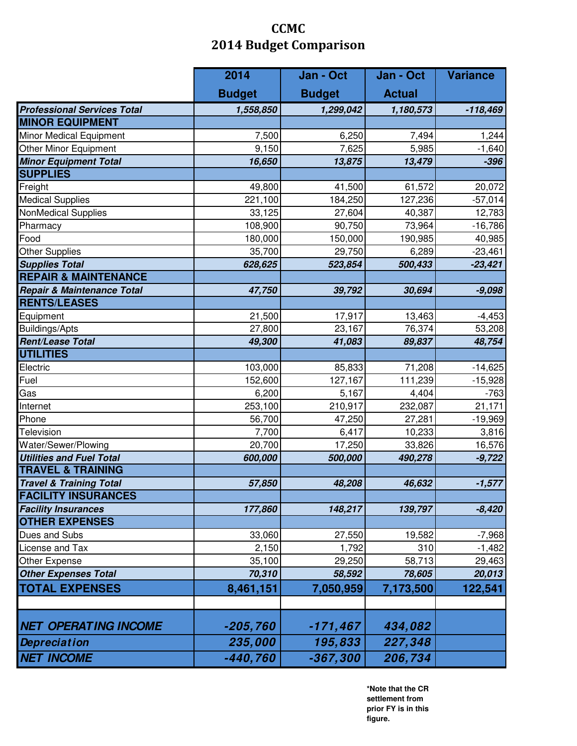# CCMC
## 2014 Budget Comparison

| | 2014 Budget | Jan - Oct Budget | Jan - Oct Actual | Variance |
|---|---|---|---|---|
| ***Professional Services Total*** | ***1,558,850*** | ***1,299,042*** | ***1,180,573*** | ***-118,469*** |
| **MINOR EQUIPMENT** | | | | |
| Minor Medical Equipment | 7,500 | 6,250 | 7,494 | 1,244 |
| Other Minor Equipment | 9,150 | 7,625 | 5,985 | -1,640 |
| ***Minor Equipment Total*** | ***16,650*** | ***13,875*** | ***13,479*** | ***-396*** |
| **SUPPLIES** | | | | |
| Freight | 49,800 | 41,500 | 61,572 | 20,072 |
| Medical Supplies | 221,100 | 184,250 | 127,236 | -57,014 |
| NonMedical Supplies | 33,125 | 27,604 | 40,387 | 12,783 |
| Pharmacy | 108,900 | 90,750 | 73,964 | -16,786 |
| Food | 180,000 | 150,000 | 190,985 | 40,985 |
| Other Supplies | 35,700 | 29,750 | 6,289 | -23,461 |
| ***Supplies Total*** | ***628,625*** | ***523,854*** | ***500,433*** | ***-23,421*** |
| **REPAIR & MAINTENANCE** | | | | |
| ***Repair & Maintenance Total*** | ***47,750*** | ***39,792*** | ***30,694*** | ***-9,098*** |
| **RENTS/LEASES** | | | | |
| Equipment | 21,500 | 17,917 | 13,463 | -4,453 |
| Buildings/Apts | 27,800 | 23,167 | 76,374 | 53,208 |
| ***Rent/Lease Total*** | ***49,300*** | ***41,083*** | ***89,837*** | ***48,754*** |
| **UTILITIES** | | | | |
| Electric | 103,000 | 85,833 | 71,208 | -14,625 |
| Fuel | 152,600 | 127,167 | 111,239 | -15,928 |
| Gas | 6,200 | 5,167 | 4,404 | -763 |
| Internet | 253,100 | 210,917 | 232,087 | 21,171 |
| Phone | 56,700 | 47,250 | 27,281 | -19,969 |
| Television | 7,700 | 6,417 | 10,233 | 3,816 |
| Water/Sewer/Plowing | 20,700 | 17,250 | 33,826 | 16,576 |
| ***Utilities and Fuel Total*** | ***600,000*** | ***500,000*** | ***490,278*** | ***-9,722*** |
| **TRAVEL & TRAINING** | | | | |
| ***Travel & Training Total*** | ***57,850*** | ***48,208*** | ***46,632*** | ***-1,577*** |
| **FACILITY INSURANCES** | | | | |
| ***Facility Insurances*** | ***177,860*** | ***148,217*** | ***139,797*** | ***-8,420*** |
| **OTHER EXPENSES** | | | | |
| Dues and Subs | 33,060 | 27,550 | 19,582 | -7,968 |
| License and Tax | 2,150 | 1,792 | 310 | -1,482 |
| Other Expense | 35,100 | 29,250 | 58,713 | 29,463 |
| ***Other Expenses Total*** | ***70,310*** | ***58,592*** | ***78,605*** | ***20,013*** |
| **TOTAL EXPENSES** | **8,461,151** | **7,050,959** | **7,173,500** | **122,541** |
| | | | | |
| ***NET OPERATING INCOME*** | ***-205,760*** | ***-171,467*** | ***434,082*** | |
| ***Depreciation*** | ***235,000*** | ***195,833*** | ***227,348*** | |
| ***NET INCOME*** | ***-440,760*** | ***-367,300*** | ***206,734*** | |

***Note that the CR settlement from prior FY is in this figure.**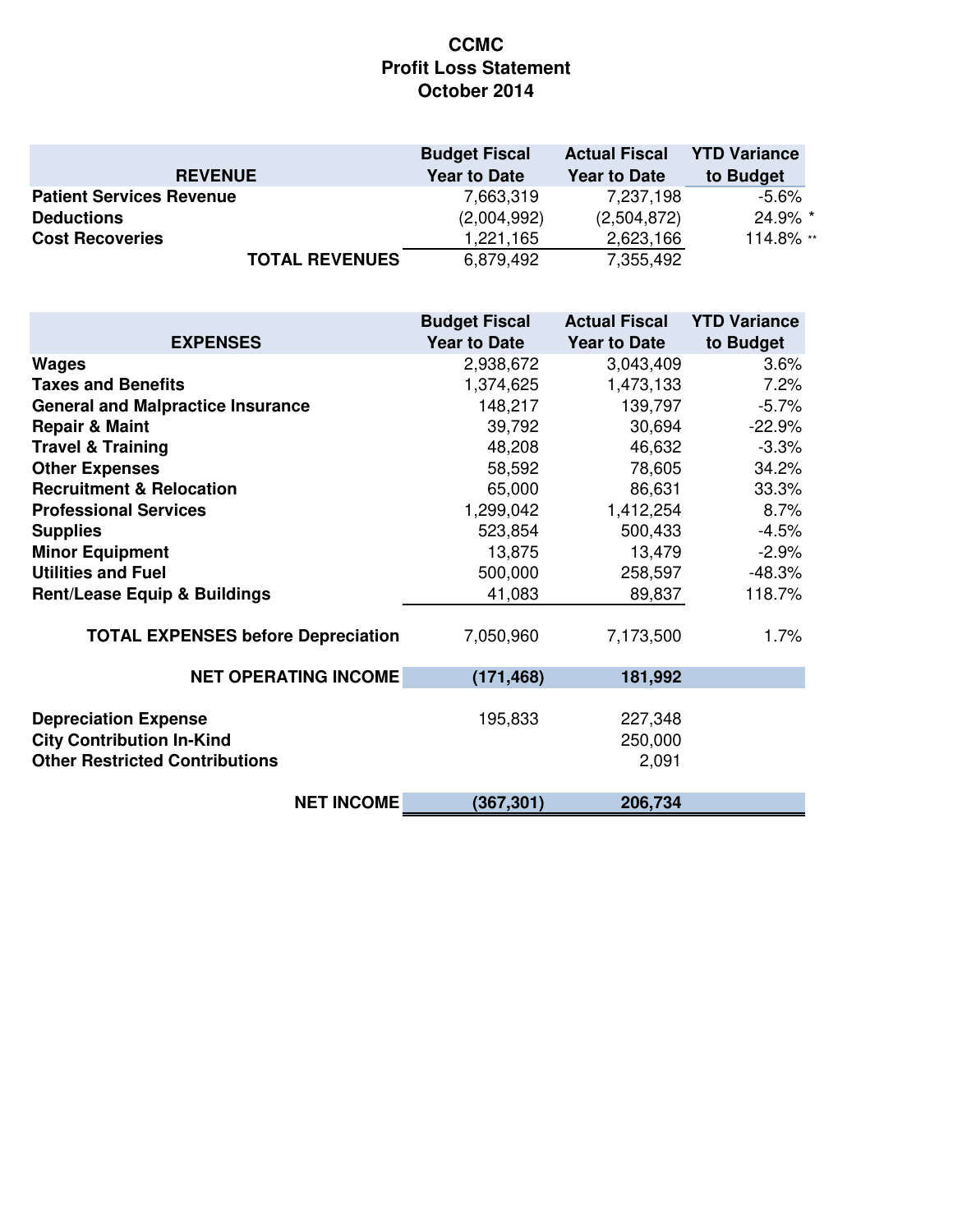# CCMC
## Profit Loss Statement
## October 2014

| REVENUE | Budget Fiscal Year to Date | Actual Fiscal Year to Date | YTD Variance to Budget |
|---|---|---|---|
| **Patient Services Revenue** | 7,663,319 | 7,237,198 | -5.6% |
| **Deductions** | (2,004,992) | (2,504,872) | 24.9% * |
| **Cost Recoveries** | 1,221,165 | 2,623,166 | 114.8% ** |
| **TOTAL REVENUES** | 6,879,492 | 7,355,492 | |

| EXPENSES | Budget Fiscal Year to Date | Actual Fiscal Year to Date | YTD Variance to Budget |
|---|---|---|---|
| **Wages** | 2,938,672 | 3,043,409 | 3.6% |
| **Taxes and Benefits** | 1,374,625 | 1,473,133 | 7.2% |
| **General and Malpractice Insurance** | 148,217 | 139,797 | -5.7% |
| **Repair & Maint** | 39,792 | 30,694 | -22.9% |
| **Travel & Training** | 48,208 | 46,632 | -3.3% |
| **Other Expenses** | 58,592 | 78,605 | 34.2% |
| **Recruitment & Relocation** | 65,000 | 86,631 | 33.3% |
| **Professional Services** | 1,299,042 | 1,412,254 | 8.7% |
| **Supplies** | 523,854 | 500,433 | -4.5% |
| **Minor Equipment** | 13,875 | 13,479 | -2.9% |
| **Utilities and Fuel** | 500,000 | 258,597 | -48.3% |
| **Rent/Lease Equip & Buildings** | 41,083 | 89,837 | 118.7% |
| **TOTAL EXPENSES before Depreciation** | 7,050,960 | 7,173,500 | 1.7% |
| **NET OPERATING INCOME** | **(171,468)** | **181,992** | |
| **Depreciation Expense** | 195,833 | 227,348 | |
| **City Contribution In-Kind** | | 250,000 | |
| **Other Restricted Contributions** | | 2,091 | |
| **NET INCOME** | **(367,301)** | **206,734** | |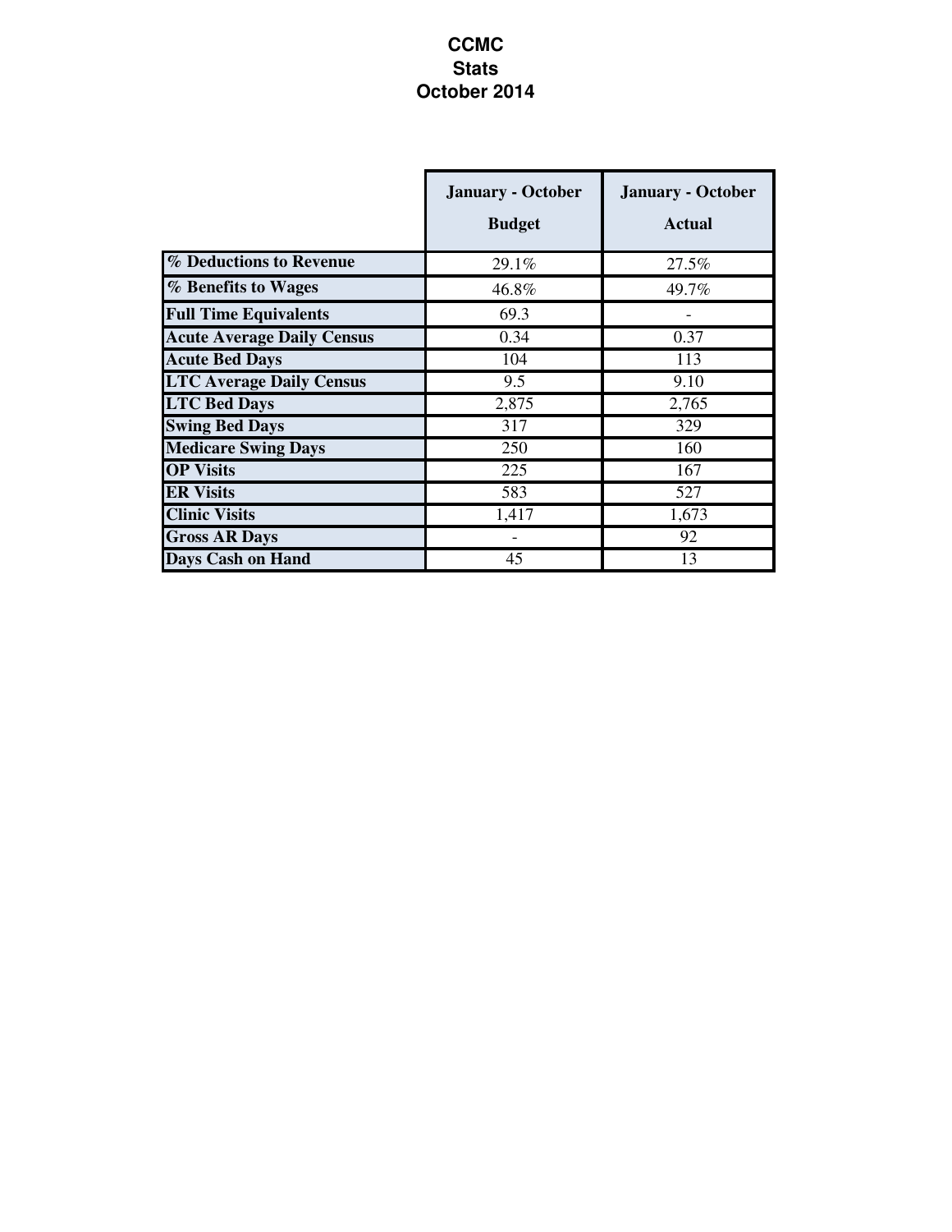# CCMC
## Stats
## October 2014

| | January - October Budget | January - October Actual |
|---|---|---|
| **% Deductions to Revenue** | 29.1% | 27.5% |
| **% Benefits to Wages** | 46.8% | 49.7% |
| **Full Time Equivalents** | 69.3 | - |
| **Acute Average Daily Census** | 0.34 | 0.37 |
| **Acute Bed Days** | 104 | 113 |
| **LTC Average Daily Census** | 9.5 | 9.10 |
| **LTC Bed Days** | 2,875 | 2,765 |
| **Swing Bed Days** | 317 | 329 |
| **Medicare Swing Days** | 250 | 160 |
| **OP Visits** | 225 | 167 |
| **ER Visits** | 583 | 527 |
| **Clinic Visits** | 1,417 | 1,673 |
| **Gross AR Days** | - | 92 |
| **Days Cash on Hand** | 45 | 13 |